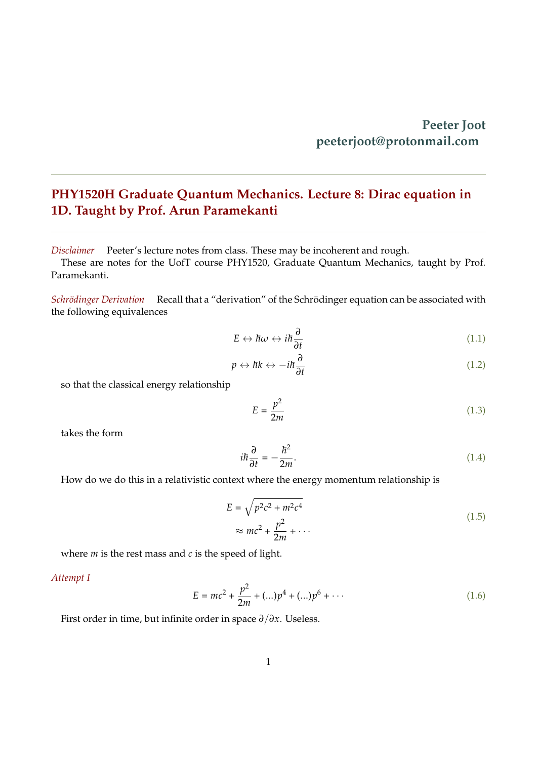**Peeter Joot**
**peeterjoot@protonmail.com**

---

## PHY1520H Graduate Quantum Mechanics. Lecture 8: Dirac equation in 1D. Taught by Prof. Arun Paramekanti

---

*Disclaimer* Peeter's lecture notes from class. These may be incoherent and rough.

These are notes for the UofT course PHY1520, Graduate Quantum Mechanics, taught by Prof. Paramekanti.

*Schrödinger Derivation* Recall that a "derivation" of the Schrödinger equation can be associated with the following equivalences

$$E \leftrightarrow \hbar\omega \leftrightarrow i\hbar \frac{\partial}{\partial t} \tag{1.1}$$

$$p \leftrightarrow \hbar k \leftrightarrow -i\hbar \frac{\partial}{\partial t} \tag{1.2}$$

so that the classical energy relationship

$$E = \frac{p^2}{2m} \tag{1.3}$$

takes the form

$$i\hbar \frac{\partial}{\partial t} = -\frac{\hbar^2}{2m}. \tag{1.4}$$

How do we do this in a relativistic context where the energy momentum relationship is

$$\begin{aligned} E &= \sqrt{p^2c^2 + m^2c^4} \\ &\approx mc^2 + \frac{p^2}{2m} + \cdots \end{aligned} \tag{1.5}$$

where $m$ is the rest mass and $c$ is the speed of light.

*Attempt I*

$$E = mc^2 + \frac{p^2}{2m} + (\ldots)p^4 + (\ldots)p^6 + \cdots \tag{1.6}$$

First order in time, but infinite order in space $\partial/\partial x$. Useless.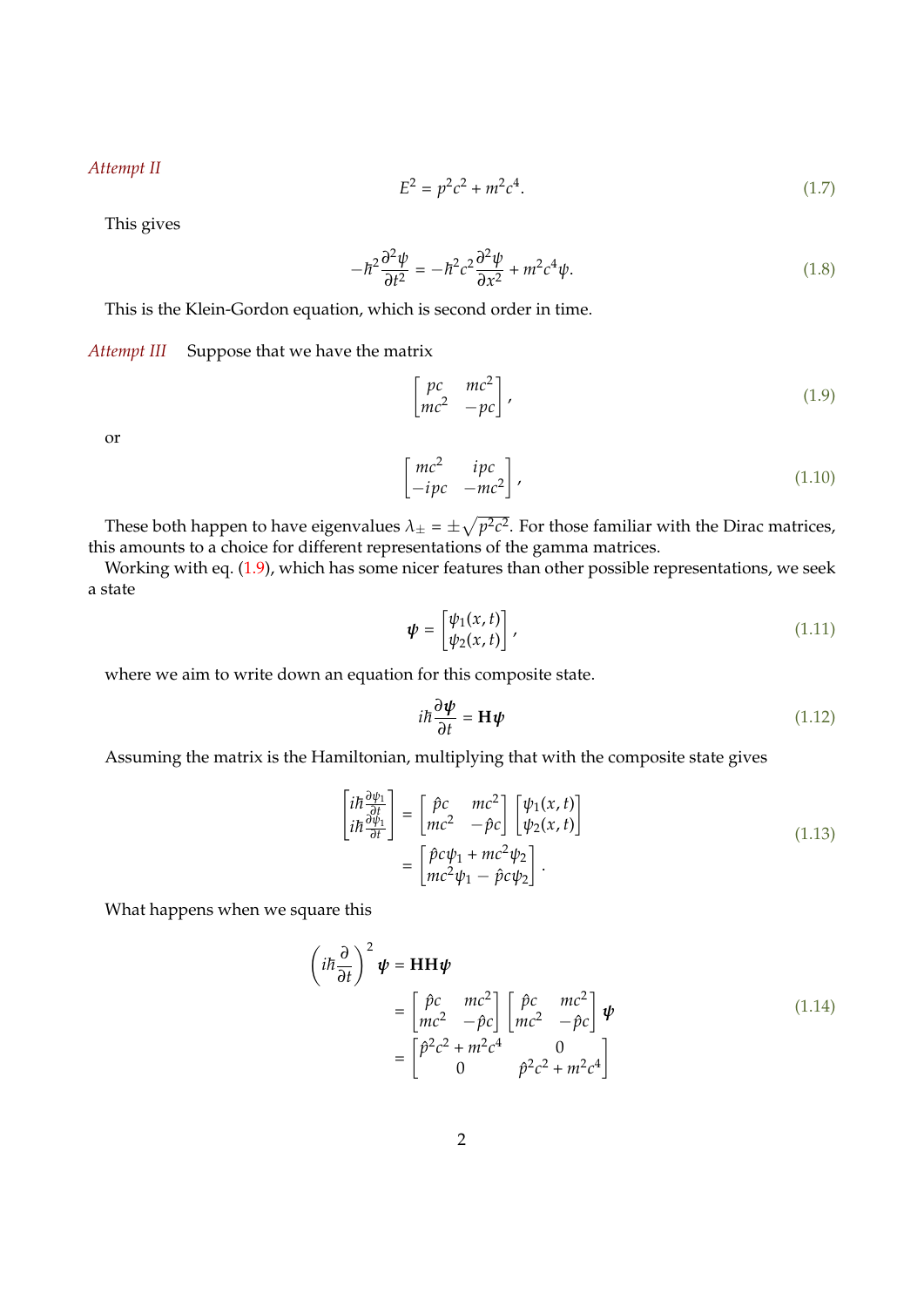*Attempt II*

$$E^2 = p^2c^2 + m^2c^4. \tag{1.7}$$

This gives

$$-\hbar^2 \frac{\partial^2 \psi}{\partial t^2} = -\hbar^2 c^2 \frac{\partial^2 \psi}{\partial x^2} + m^2c^4\psi. \tag{1.8}$$

This is the Klein-Gordon equation, which is second order in time.

*Attempt III* Suppose that we have the matrix

$$\begin{bmatrix} pc & mc^2 \\ mc^2 & -pc \end{bmatrix}, \tag{1.9}$$

or

$$\begin{bmatrix} mc^2 & ipc \\ -ipc & -mc^2 \end{bmatrix}, \tag{1.10}$$

These both happen to have eigenvalues $\lambda_\pm = \pm\sqrt{p^2c^2}$. For those familiar with the Dirac matrices, this amounts to a choice for different representations of the gamma matrices.

Working with eq. (1.9), which has some nicer features than other possible representations, we seek a state

$$\boldsymbol{\psi} = \begin{bmatrix} \psi_1(x,t) \\ \psi_2(x,t) \end{bmatrix}, \tag{1.11}$$

where we aim to write down an equation for this composite state.

$$i\hbar \frac{\partial \boldsymbol{\psi}}{\partial t} = \mathbf{H}\boldsymbol{\psi} \tag{1.12}$$

Assuming the matrix is the Hamiltonian, multiplying that with the composite state gives

$$\begin{aligned} \begin{bmatrix} i\hbar\frac{\partial \psi_1}{\partial t} \\ i\hbar\frac{\partial \psi_1}{\partial t} \end{bmatrix} &= \begin{bmatrix} \hat{p}c & mc^2 \\ mc^2 & -\hat{p}c \end{bmatrix} \begin{bmatrix} \psi_1(x,t) \\ \psi_2(x,t) \end{bmatrix} \\ &= \begin{bmatrix} \hat{p}c\psi_1 + mc^2\psi_2 \\ mc^2\psi_1 - \hat{p}c\psi_2 \end{bmatrix}. \end{aligned} \tag{1.13}$$

What happens when we square this

$$\begin{aligned} \left(i\hbar\frac{\partial}{\partial t}\right)^2 \boldsymbol{\psi} &= \mathbf{H}\mathbf{H}\boldsymbol{\psi} \\ &= \begin{bmatrix} \hat{p}c & mc^2 \\ mc^2 & -\hat{p}c \end{bmatrix} \begin{bmatrix} \hat{p}c & mc^2 \\ mc^2 & -\hat{p}c \end{bmatrix} \boldsymbol{\psi} \\ &= \begin{bmatrix} \hat{p}^2c^2 + m^2c^4 & 0 \\ 0 & \hat{p}^2c^2 + m^2c^4 \end{bmatrix} \end{aligned} \tag{1.14}$$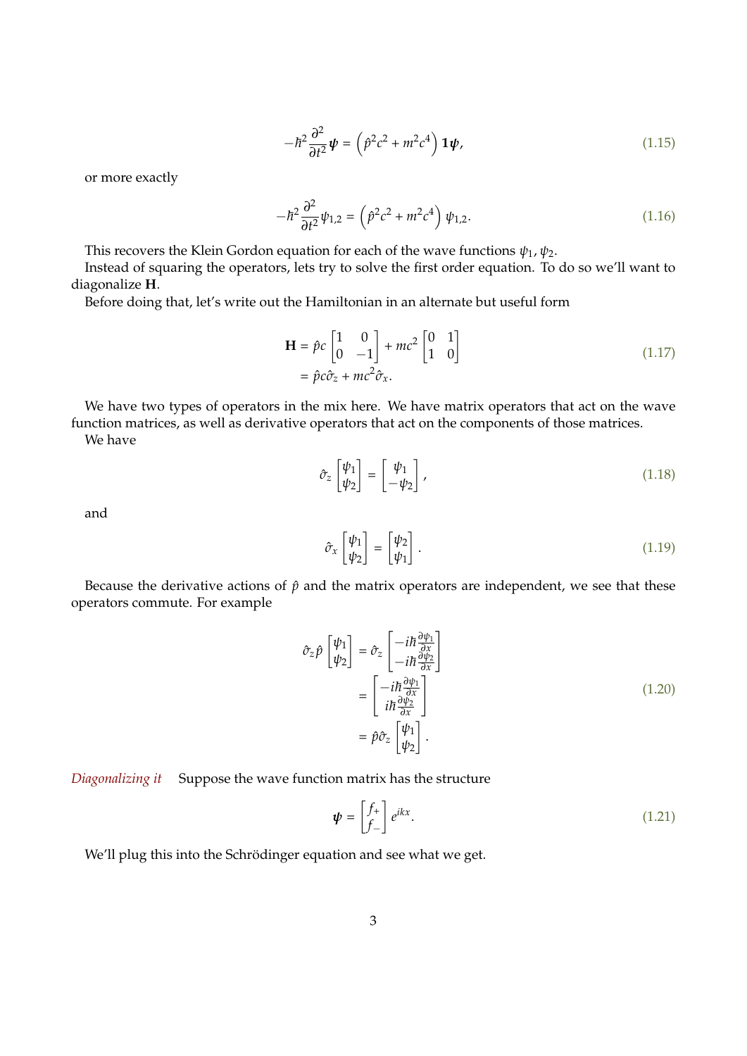$$
-\hbar^2 \frac{\partial^2}{\partial t^2} \boldsymbol{\psi} = \left( \hat{p}^2 c^2 + m^2 c^4 \right) \mathbf{1} \boldsymbol{\psi}, \tag{1.15}
$$

or more exactly

$$
-\hbar^2 \frac{\partial^2}{\partial t^2} \psi_{1,2} = \left( \hat{p}^2 c^2 + m^2 c^4 \right) \psi_{1,2}. \tag{1.16}
$$

This recovers the Klein Gordon equation for each of the wave functions $\psi_1, \psi_2$.

Instead of squaring the operators, lets try to solve the first order equation. To do so we'll want to diagonalize $\mathbf{H}$.

Before doing that, let's write out the Hamiltonian in an alternate but useful form

$$
\begin{aligned}
\mathbf{H} &= \hat{p} c \begin{bmatrix} 1 & 0 \\ 0 & -1 \end{bmatrix} + m c^2 \begin{bmatrix} 0 & 1 \\ 1 & 0 \end{bmatrix} \\
&= \hat{p} c \hat{\sigma}_z + m c^2 \hat{\sigma}_x.
\end{aligned} \tag{1.17}
$$

We have two types of operators in the mix here. We have matrix operators that act on the wave function matrices, as well as derivative operators that act on the components of those matrices.

We have

$$
\hat{\sigma}_z \begin{bmatrix} \psi_1 \\ \psi_2 \end{bmatrix} = \begin{bmatrix} \psi_1 \\ -\psi_2 \end{bmatrix}, \tag{1.18}
$$

and

$$
\hat{\sigma}_x \begin{bmatrix} \psi_1 \\ \psi_2 \end{bmatrix} = \begin{bmatrix} \psi_2 \\ \psi_1 \end{bmatrix}. \tag{1.19}
$$

Because the derivative actions of $\hat{p}$ and the matrix operators are independent, we see that these operators commute. For example

$$
\begin{aligned}
\hat{\sigma}_z \hat{p} \begin{bmatrix} \psi_1 \\ \psi_2 \end{bmatrix} &= \hat{\sigma}_z \begin{bmatrix} -i\hbar \frac{\partial \psi_1}{\partial x} \\ -i\hbar \frac{\partial \psi_2}{\partial x} \end{bmatrix} \\
&= \begin{bmatrix} -i\hbar \frac{\partial \psi_1}{\partial x} \\ i\hbar \frac{\partial \psi_2}{\partial x} \end{bmatrix} \\
&= \hat{p} \hat{\sigma}_z \begin{bmatrix} \psi_1 \\ \psi_2 \end{bmatrix}.
\end{aligned} \tag{1.20}
$$

*Diagonalizing it* Suppose the wave function matrix has the structure

$$
\boldsymbol{\psi} = \begin{bmatrix} f_+ \\ f_- \end{bmatrix} e^{ikx}. \tag{1.21}
$$

We'll plug this into the Schrödinger equation and see what we get.